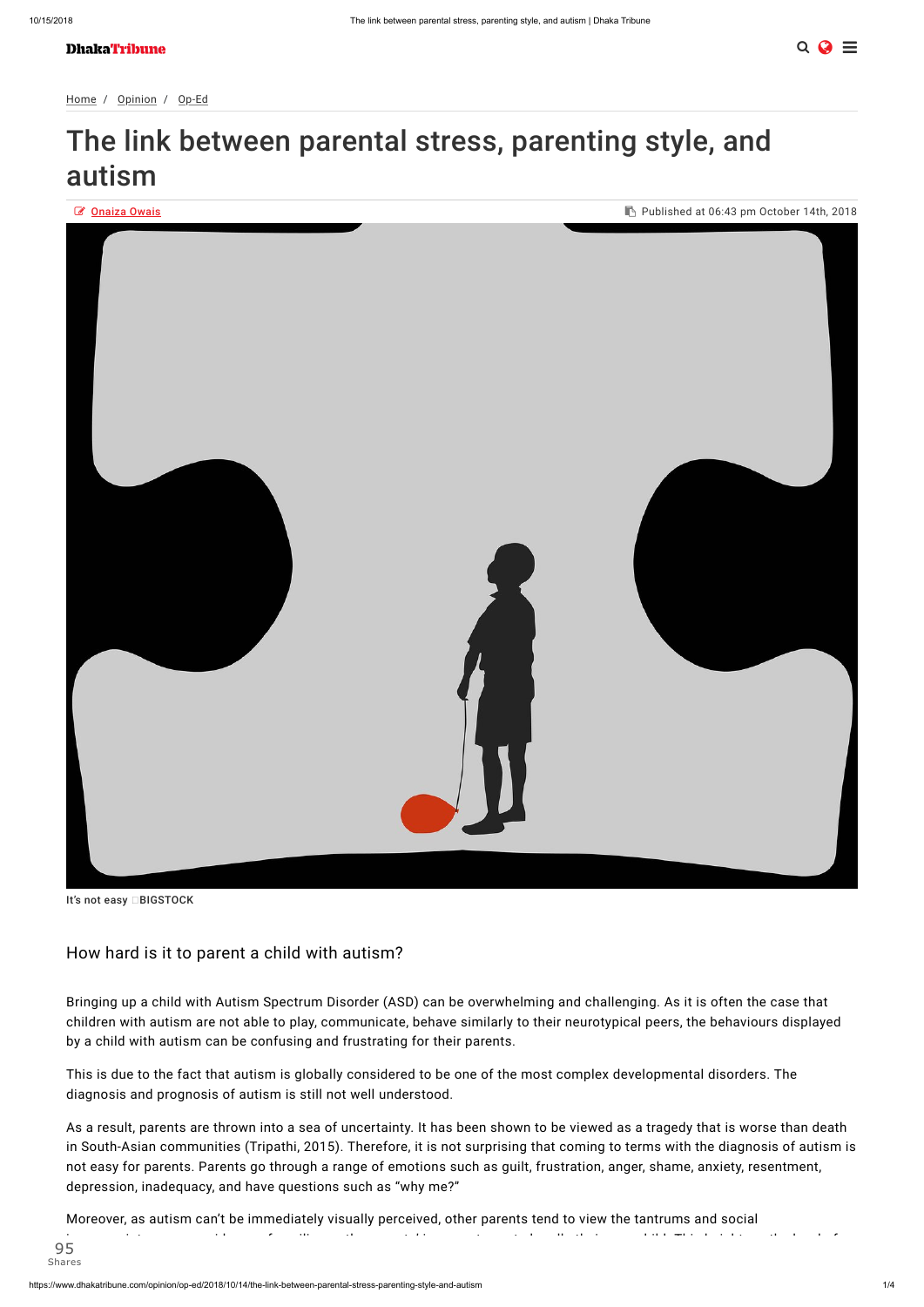Home / Opinion / Op-Ed

# The link between parental stress, parenting style, and autism

Onaiza Owais

Published at 06:43 pm October 14th, 2018

It's not easy BIGSTOCK

## How hard is it to parent a child with autism?

Bringing up a child with Autism Spectrum Disorder (ASD) can be overwhelming and challenging. As it is often the case that children with autism are not able to play, communicate, behave similarly to their neurotypical peers, the behaviours displayed by a child with autism can be confusing and frustrating for their parents.

This is due to the fact that autism is globally considered to be one of the most complex developmental disorders. The diagnosis and prognosis of autism is still not well understood.

As a result, parents are thrown into a sea of uncertainty. It has been shown to be viewed as a tragedy that is worse than death in South-Asian communities (Tripathi, 2015). Therefore, it is not surprising that coming to terms with the diagnosis of autism is not easy for parents. Parents go through a range of emotions such as guilt, frustration, anger, shame, anxiety, resentment, depression, inadequacy, and have questions such as "why me?"

Moreover, as autism can't be immediately visually perceived, other parents tend to view the tantrums and social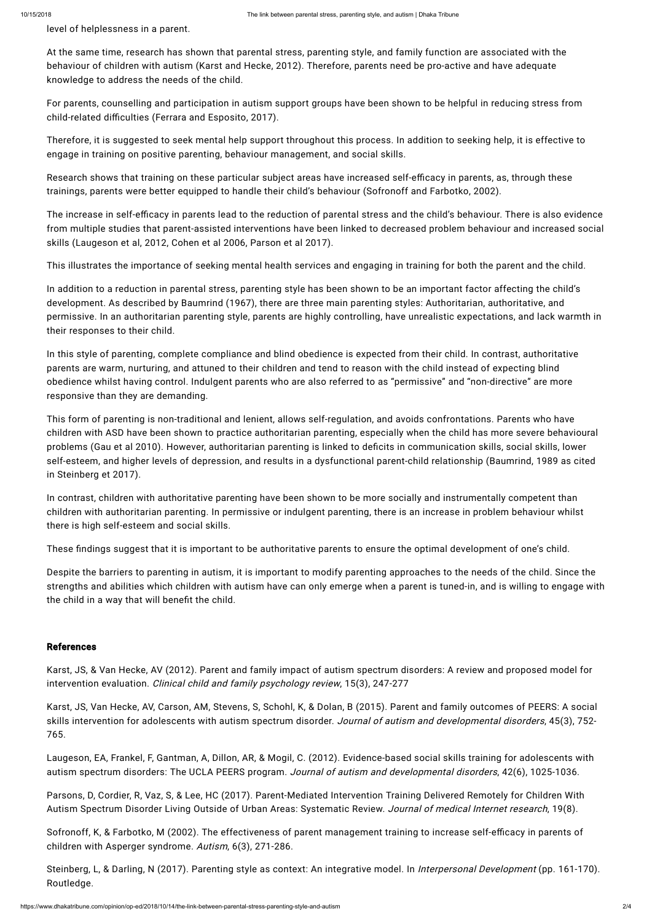level of helplessness in a parent.

At the same time, research has shown that parental stress, parenting style, and family function are associated with the behaviour of children with autism (Karst and Hecke, 2012). Therefore, parents need be pro-active and have adequate knowledge to address the needs of the child.

For parents, counselling and participation in autism support groups have been shown to be helpful in reducing stress from child-related difficulties (Ferrara and Esposito, 2017).

Therefore, it is suggested to seek mental help support throughout this process. In addition to seeking help, it is effective to engage in training on positive parenting, behaviour management, and social skills.

Research shows that training on these particular subject areas have increased self-efficacy in parents, as, through these trainings, parents were better equipped to handle their child's behaviour (Sofronoff and Farbotko, 2002).

The increase in self-efficacy in parents lead to the reduction of parental stress and the child's behaviour. There is also evidence from multiple studies that parent-assisted interventions have been linked to decreased problem behaviour and increased social skills (Laugeson et al, 2012, Cohen et al 2006, Parson et al 2017).

This illustrates the importance of seeking mental health services and engaging in training for both the parent and the child.

In addition to a reduction in parental stress, parenting style has been shown to be an important factor affecting the child's development. As described by Baumrind (1967), there are three main parenting styles: Authoritarian, authoritative, and permissive. In an authoritarian parenting style, parents are highly controlling, have unrealistic expectations, and lack warmth in their responses to their child.

In this style of parenting, complete compliance and blind obedience is expected from their child. In contrast, authoritative parents are warm, nurturing, and attuned to their children and tend to reason with the child instead of expecting blind obedience whilst having control. Indulgent parents who are also referred to as "permissive" and "non-directive" are more responsive than they are demanding.

This form of parenting is non-traditional and lenient, allows self-regulation, and avoids confrontations. Parents who have children with ASD have been shown to practice authoritarian parenting, especially when the child has more severe behavioural problems (Gau et al 2010). However, authoritarian parenting is linked to deficits in communication skills, social skills, lower self-esteem, and higher levels of depression, and results in a dysfunctional parent-child relationship (Baumrind, 1989 as cited in Steinberg et 2017).

In contrast, children with authoritative parenting have been shown to be more socially and instrumentally competent than children with authoritarian parenting. In permissive or indulgent parenting, there is an increase in problem behaviour whilst there is high self-esteem and social skills.

These findings suggest that it is important to be authoritative parents to ensure the optimal development of one's child.

Despite the barriers to parenting in autism, it is important to modify parenting approaches to the needs of the child. Since the strengths and abilities which children with autism have can only emerge when a parent is tuned-in, and is willing to engage with the child in a way that will benefit the child.

### References

Karst, JS, & Van Hecke, AV (2012). Parent and family impact of autism spectrum disorders: A review and proposed model for intervention evaluation. *Clinical child and family psychology review*, 15(3), 247-277

Karst, JS, Van Hecke, AV, Carson, AM, Stevens, S, Schohl, K, & Dolan, B (2015). Parent and family outcomes of PEERS: A social skills intervention for adolescents with autism spectrum disorder. *Journal of autism and developmental disorders*, 45(3), 752-765.

Laugeson, EA, Frankel, F, Gantman, A, Dillon, AR, & Mogil, C. (2012). Evidence-based social skills training for adolescents with autism spectrum disorders: The UCLA PEERS program. *Journal of autism and developmental disorders*, 42(6), 1025-1036.

Parsons, D, Cordier, R, Vaz, S, & Lee, HC (2017). Parent-Mediated Intervention Training Delivered Remotely for Children With Autism Spectrum Disorder Living Outside of Urban Areas: Systematic Review. *Journal of medical Internet research*, 19(8).

Sofronoff, K, & Farbotko, M (2002). The effectiveness of parent management training to increase self-efficacy in parents of children with Asperger syndrome. *Autism*, 6(3), 271-286.

Steinberg, L, & Darling, N (2017). Parenting style as context: An integrative model. In *Interpersonal Development* (pp. 161-170). Routledge.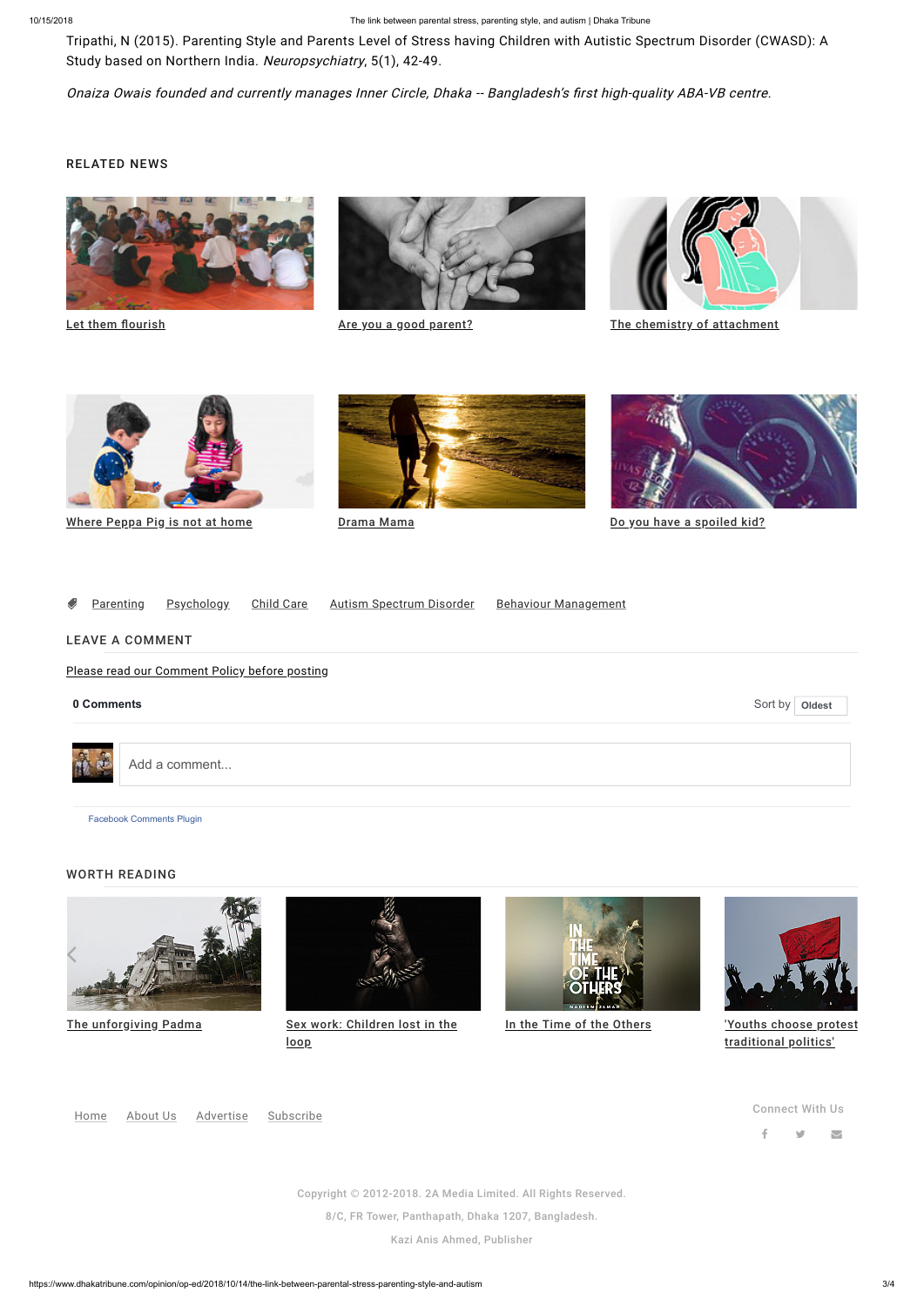Tripathi, N (2015). Parenting Style and Parents Level of Stress having Children with Autistic Spectrum Disorder (CWASD): A Study based on Northern India. *Neuropsychiatry*, 5(1), 42-49.

*Onaiza Owais founded and currently manages Inner Circle, Dhaka -- Bangladesh's first high-quality ABA-VB centre.*

## RELATED NEWS

Let them flourish

Are you a good parent?

The chemistry of attachment

Where Peppa Pig is not at home

Drama Mama

Do you have a spoiled kid?

Parenting Psychology Child Care Autism Spectrum Disorder Behaviour Management

## LEAVE A COMMENT

Please read our Comment Policy before posting

**0 Comments**

Sort by Oldest

Add a comment...

Facebook Comments Plugin

## WORTH READING

The unforgiving Padma

Sex work: Children lost in the loop

In the Time of the Others

'Youths choose protest traditional politics'

Home About Us Advertise Subscribe

Connect With Us

Copyright © 2012-2018. 2A Media Limited. All Rights Reserved.

8/C, FR Tower, Panthapath, Dhaka 1207, Bangladesh.

Kazi Anis Ahmed, Publisher